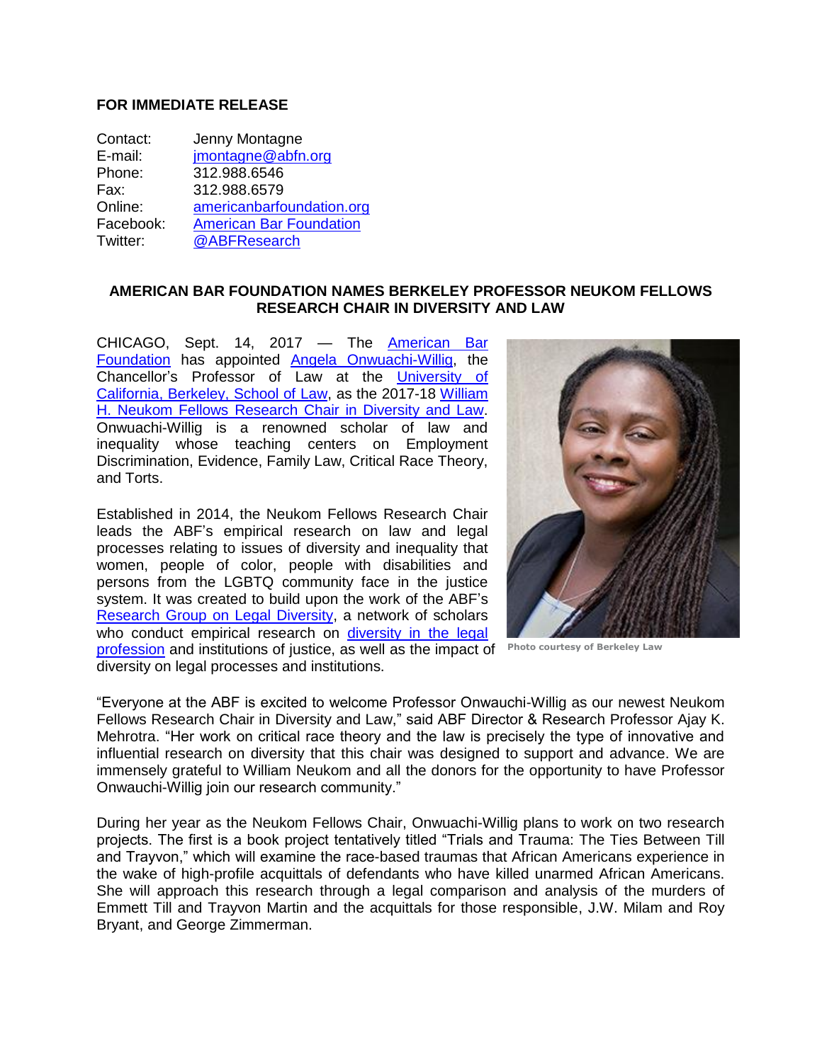**FOR IMMEDIATE RELEASE**

Contact: Jenny Montagne
E-mail: jmontagne@abfn.org
Phone: 312.988.6546
Fax: 312.988.6579
Online: americanbarfoundation.org
Facebook: American Bar Foundation
Twitter: @ABFResearch

## AMERICAN BAR FOUNDATION NAMES BERKELEY PROFESSOR NEUKOM FELLOWS RESEARCH CHAIR IN DIVERSITY AND LAW

CHICAGO, Sept. 14, 2017 — The American Bar Foundation has appointed Angela Onwuachi-Willig, the Chancellor's Professor of Law at the University of California, Berkeley, School of Law, as the 2017-18 William H. Neukom Fellows Research Chair in Diversity and Law. Onwuachi-Willig is a renowned scholar of law and inequality whose teaching centers on Employment Discrimination, Evidence, Family Law, Critical Race Theory, and Torts.

Photo courtesy of Berkeley Law

Established in 2014, the Neukom Fellows Research Chair leads the ABF's empirical research on law and legal processes relating to issues of diversity and inequality that women, people of color, people with disabilities and persons from the LGBTQ community face in the justice system. It was created to build upon the work of the ABF's Research Group on Legal Diversity, a network of scholars who conduct empirical research on diversity in the legal profession and institutions of justice, as well as the impact of diversity on legal processes and institutions.

"Everyone at the ABF is excited to welcome Professor Onwauchi-Willig as our newest Neukom Fellows Research Chair in Diversity and Law," said ABF Director & Research Professor Ajay K. Mehrotra. "Her work on critical race theory and the law is precisely the type of innovative and influential research on diversity that this chair was designed to support and advance. We are immensely grateful to William Neukom and all the donors for the opportunity to have Professor Onwauchi-Willig join our research community."

During her year as the Neukom Fellows Chair, Onwuachi-Willig plans to work on two research projects. The first is a book project tentatively titled "Trials and Trauma: The Ties Between Till and Trayvon," which will examine the race-based traumas that African Americans experience in the wake of high-profile acquittals of defendants who have killed unarmed African Americans. She will approach this research through a legal comparison and analysis of the murders of Emmett Till and Trayvon Martin and the acquittals for those responsible, J.W. Milam and Roy Bryant, and George Zimmerman.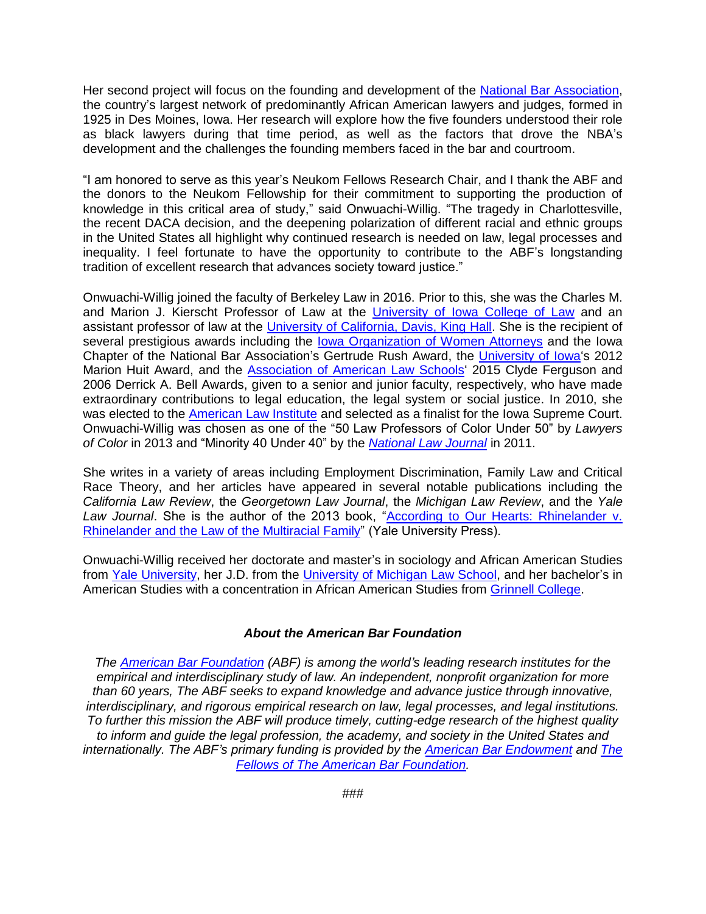Her second project will focus on the founding and development of the National Bar Association, the country's largest network of predominantly African American lawyers and judges, formed in 1925 in Des Moines, Iowa. Her research will explore how the five founders understood their role as black lawyers during that time period, as well as the factors that drove the NBA's development and the challenges the founding members faced in the bar and courtroom.

"I am honored to serve as this year's Neukom Fellows Research Chair, and I thank the ABF and the donors to the Neukom Fellowship for their commitment to supporting the production of knowledge in this critical area of study," said Onwuachi-Willig. "The tragedy in Charlottesville, the recent DACA decision, and the deepening polarization of different racial and ethnic groups in the United States all highlight why continued research is needed on law, legal processes and inequality. I feel fortunate to have the opportunity to contribute to the ABF's longstanding tradition of excellent research that advances society toward justice."

Onwuachi-Willig joined the faculty of Berkeley Law in 2016. Prior to this, she was the Charles M. and Marion J. Kierscht Professor of Law at the University of Iowa College of Law and an assistant professor of law at the University of California, Davis, King Hall. She is the recipient of several prestigious awards including the Iowa Organization of Women Attorneys and the Iowa Chapter of the National Bar Association's Gertrude Rush Award, the University of Iowa's 2012 Marion Huit Award, and the Association of American Law Schools' 2015 Clyde Ferguson and 2006 Derrick A. Bell Awards, given to a senior and junior faculty, respectively, who have made extraordinary contributions to legal education, the legal system or social justice. In 2010, she was elected to the American Law Institute and selected as a finalist for the Iowa Supreme Court. Onwuachi-Willig was chosen as one of the "50 Law Professors of Color Under 50" by *Lawyers of Color* in 2013 and "Minority 40 Under 40" by the *National Law Journal* in 2011.

She writes in a variety of areas including Employment Discrimination, Family Law and Critical Race Theory, and her articles have appeared in several notable publications including the *California Law Review*, the *Georgetown Law Journal*, the *Michigan Law Review*, and the *Yale Law Journal*. She is the author of the 2013 book, "According to Our Hearts: Rhinelander v. Rhinelander and the Law of the Multiracial Family" (Yale University Press).

Onwuachi-Willig received her doctorate and master's in sociology and African American Studies from Yale University, her J.D. from the University of Michigan Law School, and her bachelor's in American Studies with a concentration in African American Studies from Grinnell College.

### *About the American Bar Foundation*

*The American Bar Foundation (ABF) is among the world's leading research institutes for the empirical and interdisciplinary study of law. An independent, nonprofit organization for more than 60 years, The ABF seeks to expand knowledge and advance justice through innovative, interdisciplinary, and rigorous empirical research on law, legal processes, and legal institutions. To further this mission the ABF will produce timely, cutting-edge research of the highest quality to inform and guide the legal profession, the academy, and society in the United States and internationally. The ABF's primary funding is provided by the American Bar Endowment and The Fellows of The American Bar Foundation.*

###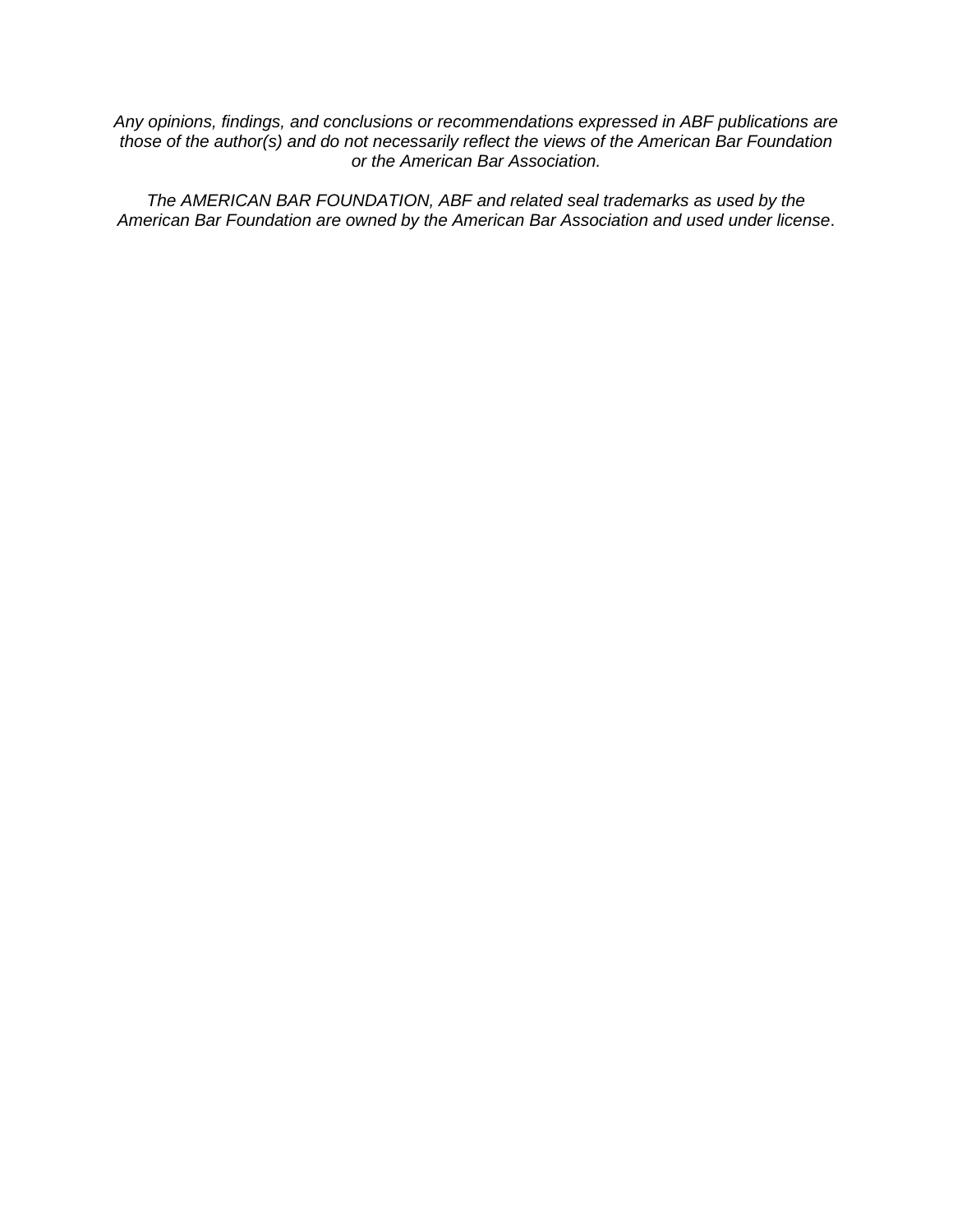*Any opinions, findings, and conclusions or recommendations expressed in ABF publications are those of the author(s) and do not necessarily reflect the views of the American Bar Foundation or the American Bar Association.*

*The AMERICAN BAR FOUNDATION, ABF and related seal trademarks as used by the American Bar Foundation are owned by the American Bar Association and used under license*.